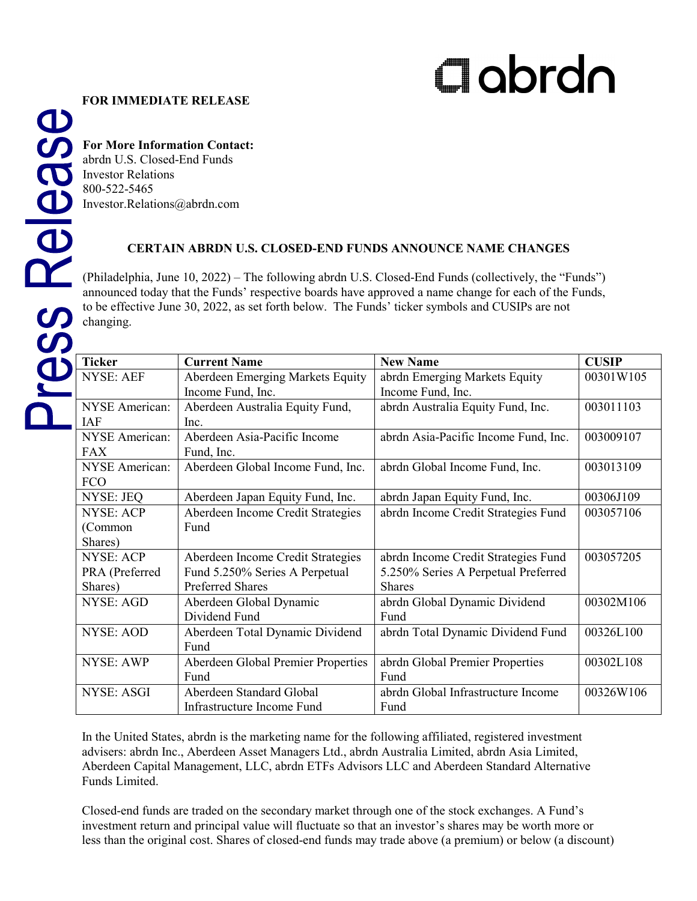**FOR IMMEDIATE RELEASE**

**For More Information Contact:**
abrdn U.S. Closed-End Funds
Investor Relations
800-522-5465
Investor.Relations@abrdn.com

## CERTAIN ABRDN U.S. CLOSED-END FUNDS ANNOUNCE NAME CHANGES

(Philadelphia, June 10, 2022) – The following abrdn U.S. Closed-End Funds (collectively, the "Funds") announced today that the Funds' respective boards have approved a name change for each of the Funds, to be effective June 30, 2022, as set forth below. The Funds' ticker symbols and CUSIPs are not changing.

| Ticker | Current Name | New Name | CUSIP |
|---|---|---|---|
| NYSE: AEF | Aberdeen Emerging Markets Equity Income Fund, Inc. | abrdn Emerging Markets Equity Income Fund, Inc. | 00301W105 |
| NYSE American: IAF | Aberdeen Australia Equity Fund, Inc. | abrdn Australia Equity Fund, Inc. | 003011103 |
| NYSE American: FAX | Aberdeen Asia-Pacific Income Fund, Inc. | abrdn Asia-Pacific Income Fund, Inc. | 003009107 |
| NYSE American: FCO | Aberdeen Global Income Fund, Inc. | abrdn Global Income Fund, Inc. | 003013109 |
| NYSE: JEQ | Aberdeen Japan Equity Fund, Inc. | abrdn Japan Equity Fund, Inc. | 00306J109 |
| NYSE: ACP (Common Shares) | Aberdeen Income Credit Strategies Fund | abrdn Income Credit Strategies Fund | 003057106 |
| NYSE: ACP PRA (Preferred Shares) | Aberdeen Income Credit Strategies Fund 5.250% Series A Perpetual Preferred Shares | abrdn Income Credit Strategies Fund 5.250% Series A Perpetual Preferred Shares | 003057205 |
| NYSE: AGD | Aberdeen Global Dynamic Dividend Fund | abrdn Global Dynamic Dividend Fund | 00302M106 |
| NYSE: AOD | Aberdeen Total Dynamic Dividend Fund | abrdn Total Dynamic Dividend Fund | 00326L100 |
| NYSE: AWP | Aberdeen Global Premier Properties Fund | abrdn Global Premier Properties Fund | 00302L108 |
| NYSE: ASGI | Aberdeen Standard Global Infrastructure Income Fund | abrdn Global Infrastructure Income Fund | 00326W106 |

In the United States, abrdn is the marketing name for the following affiliated, registered investment advisers: abrdn Inc., Aberdeen Asset Managers Ltd., abrdn Australia Limited, abrdn Asia Limited, Aberdeen Capital Management, LLC, abrdn ETFs Advisors LLC and Aberdeen Standard Alternative Funds Limited.

Closed-end funds are traded on the secondary market through one of the stock exchanges. A Fund's investment return and principal value will fluctuate so that an investor's shares may be worth more or less than the original cost. Shares of closed-end funds may trade above (a premium) or below (a discount)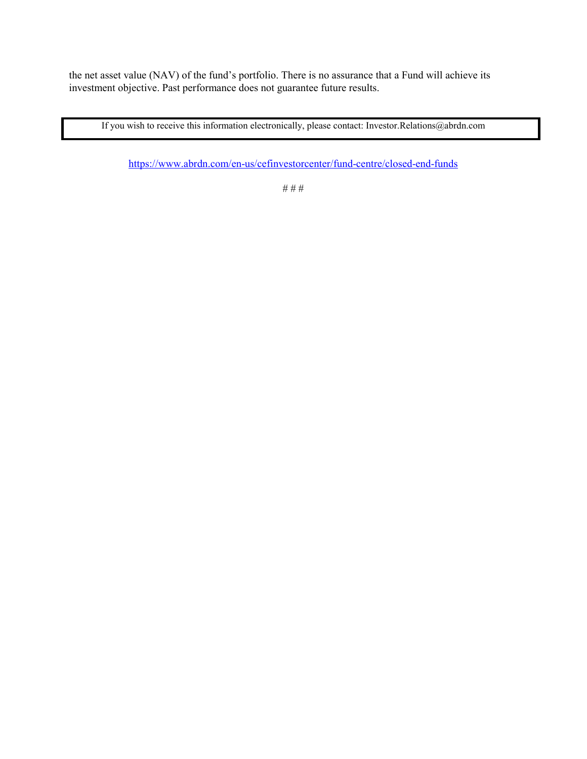the net asset value (NAV) of the fund's portfolio. There is no assurance that a Fund will achieve its investment objective. Past performance does not guarantee future results.

| |
|---|
| If you wish to receive this information electronically, please contact: Investor.Relations@abrdn.com |

https://www.abrdn.com/en-us/cefinvestorcenter/fund-centre/closed-end-funds

# # #